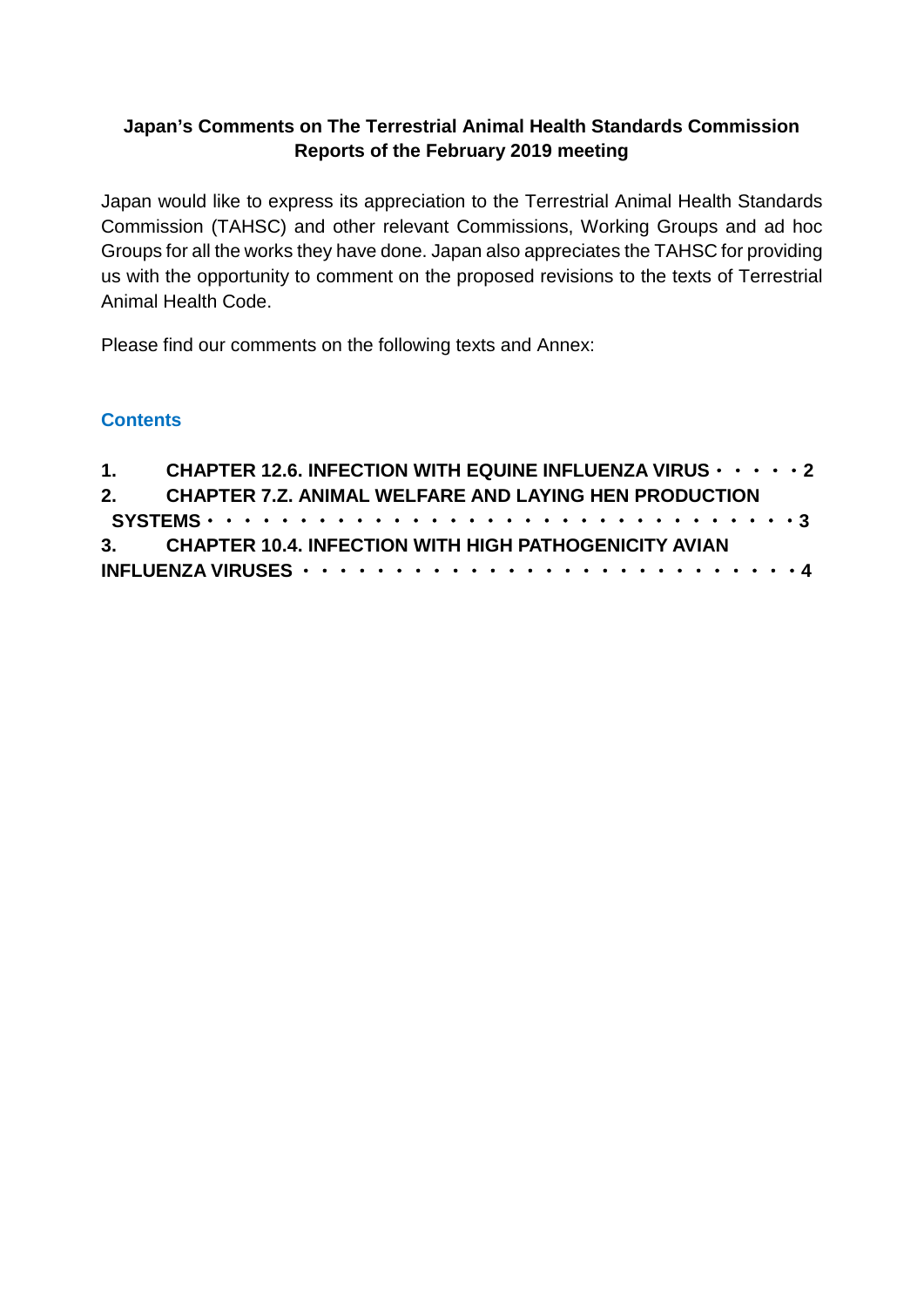**Japan's Comments on The Terrestrial Animal Health Standards Commission Reports of the February 2019 meeting**

Japan would like to express its appreciation to the Terrestrial Animal Health Standards Commission (TAHSC) and other relevant Commissions, Working Groups and ad hoc Groups for all the works they have done. Japan also appreciates the TAHSC for providing us with the opportunity to comment on the proposed revisions to the texts of Terrestrial Animal Health Code.

Please find our comments on the following texts and Annex:

## Contents

1. **CHAPTER 12.6. INFECTION WITH EQUINE INFLUENZA VIRUS・・・・・2**
2. **CHAPTER 7.Z. ANIMAL WELFARE AND LAYING HEN PRODUCTION SYSTEMS・・・・・・・・・・・・・・・・・・・・・・・・・・・・・・・・・3**
3. **CHAPTER 10.4. INFECTION WITH HIGH PATHOGENICITY AVIAN INFLUENZA VIRUSES・・・・・・・・・・・・・・・・・・・・・・・・・・・・4**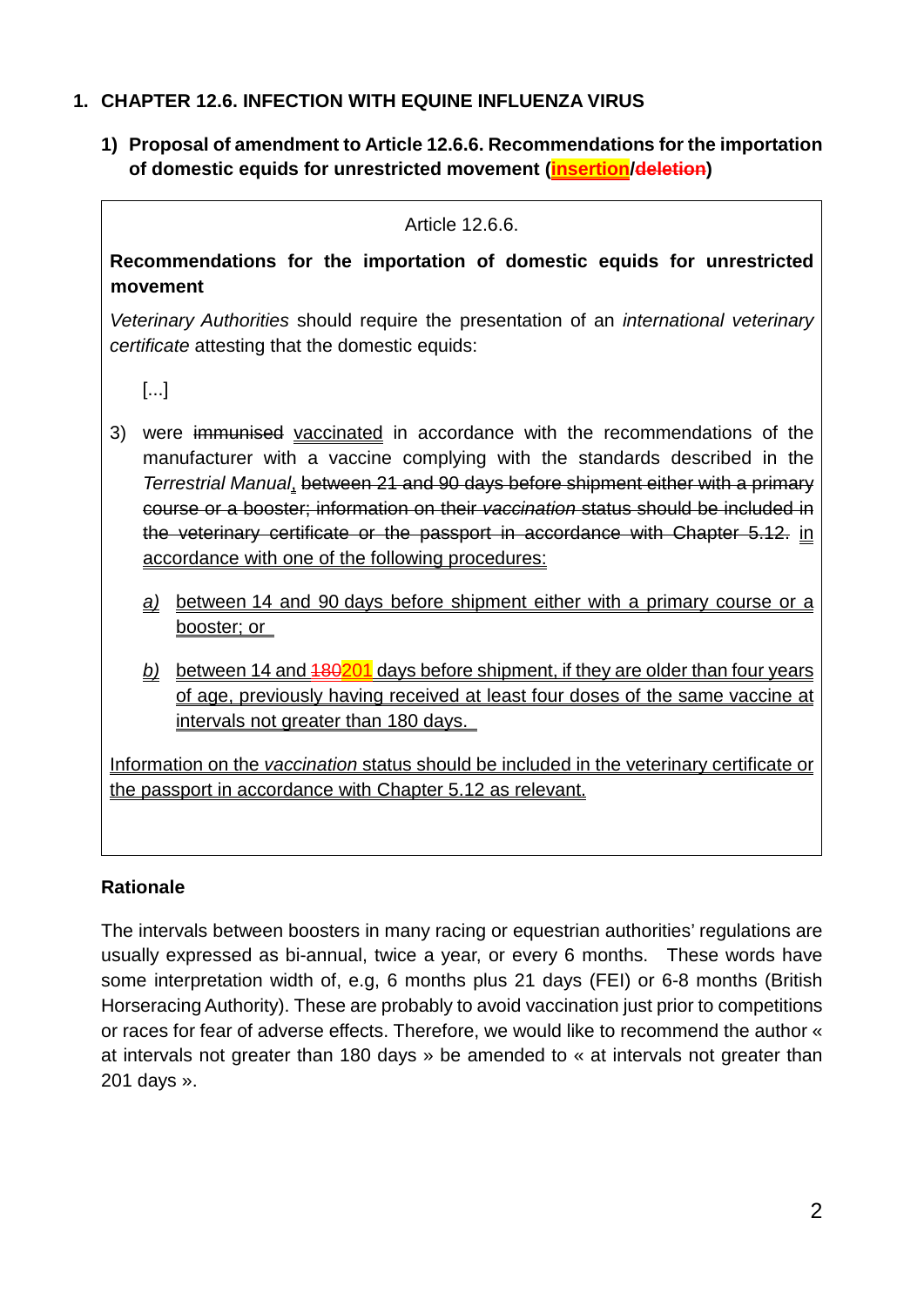## 1. CHAPTER 12.6. INFECTION WITH EQUINE INFLUENZA VIRUS

### 1) Proposal of amendment to Article 12.6.6. Recommendations for the importation of domestic equids for unrestricted movement (<u>insertion</u>/~~deletion~~)

Article 12.6.6.

**Recommendations for the importation of domestic equids for unrestricted movement**

*Veterinary Authorities* should require the presentation of an *international veterinary certificate* attesting that the domestic equids:

[...]

3) were ~~immunised~~ <u>vaccinated</u> in accordance with the recommendations of the manufacturer with a vaccine complying with the standards described in the *Terrestrial Manual*<u>,</u> ~~between 21 and 90 days before shipment either with a primary course or a booster; information on their *vaccination* status should be included in the veterinary certificate or the passport in accordance with Chapter 5.12.~~ <u>in accordance with one of the following procedures:</u>

   *<u>a)</u>* <u>between 14 and 90 days before shipment either with a primary course or a booster; or</u>

   *<u>b)</u>* <u>between 14 and ~~180~~201 days before shipment, if they are older than four years of age, previously having received at least four doses of the same vaccine at intervals not greater than 180 days.</u>

<u>Information on the *vaccination* status should be included in the veterinary certificate or the passport in accordance with Chapter 5.12 as relevant.</u>

**Rationale**

The intervals between boosters in many racing or equestrian authorities' regulations are usually expressed as bi-annual, twice a year, or every 6 months. These words have some interpretation width of, e.g, 6 months plus 21 days (FEI) or 6-8 months (British Horseracing Authority). These are probably to avoid vaccination just prior to competitions or races for fear of adverse effects. Therefore, we would like to recommend the author « at intervals not greater than 180 days » be amended to « at intervals not greater than 201 days ».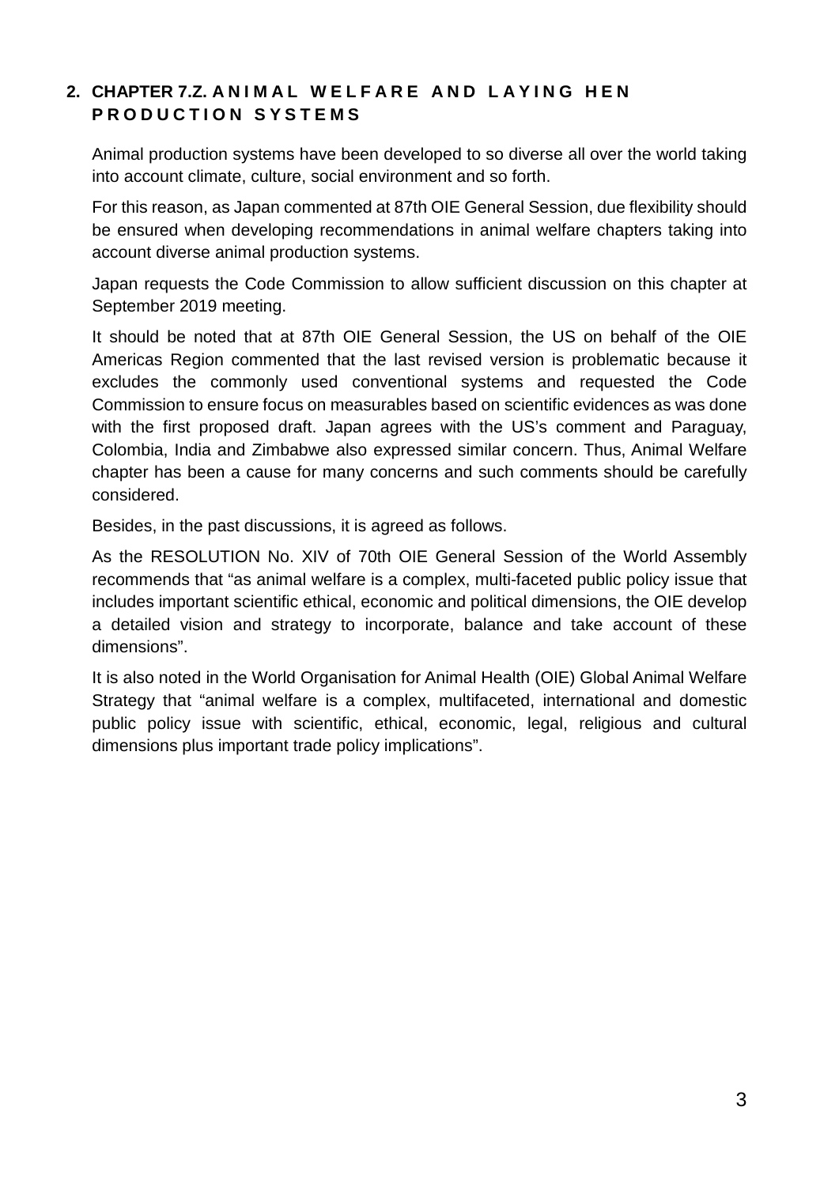## 2. CHAPTER 7.Z. ANIMAL WELFARE AND LAYING HEN PRODUCTION SYSTEMS

Animal production systems have been developed to so diverse all over the world taking into account climate, culture, social environment and so forth.

For this reason, as Japan commented at 87th OIE General Session, due flexibility should be ensured when developing recommendations in animal welfare chapters taking into account diverse animal production systems.

Japan requests the Code Commission to allow sufficient discussion on this chapter at September 2019 meeting.

It should be noted that at 87th OIE General Session, the US on behalf of the OIE Americas Region commented that the last revised version is problematic because it excludes the commonly used conventional systems and requested the Code Commission to ensure focus on measurables based on scientific evidences as was done with the first proposed draft. Japan agrees with the US's comment and Paraguay, Colombia, India and Zimbabwe also expressed similar concern. Thus, Animal Welfare chapter has been a cause for many concerns and such comments should be carefully considered.

Besides, in the past discussions, it is agreed as follows.

As the RESOLUTION No. XIV of 70th OIE General Session of the World Assembly recommends that "as animal welfare is a complex, multi-faceted public policy issue that includes important scientific ethical, economic and political dimensions, the OIE develop a detailed vision and strategy to incorporate, balance and take account of these dimensions".

It is also noted in the World Organisation for Animal Health (OIE) Global Animal Welfare Strategy that "animal welfare is a complex, multifaceted, international and domestic public policy issue with scientific, ethical, economic, legal, religious and cultural dimensions plus important trade policy implications".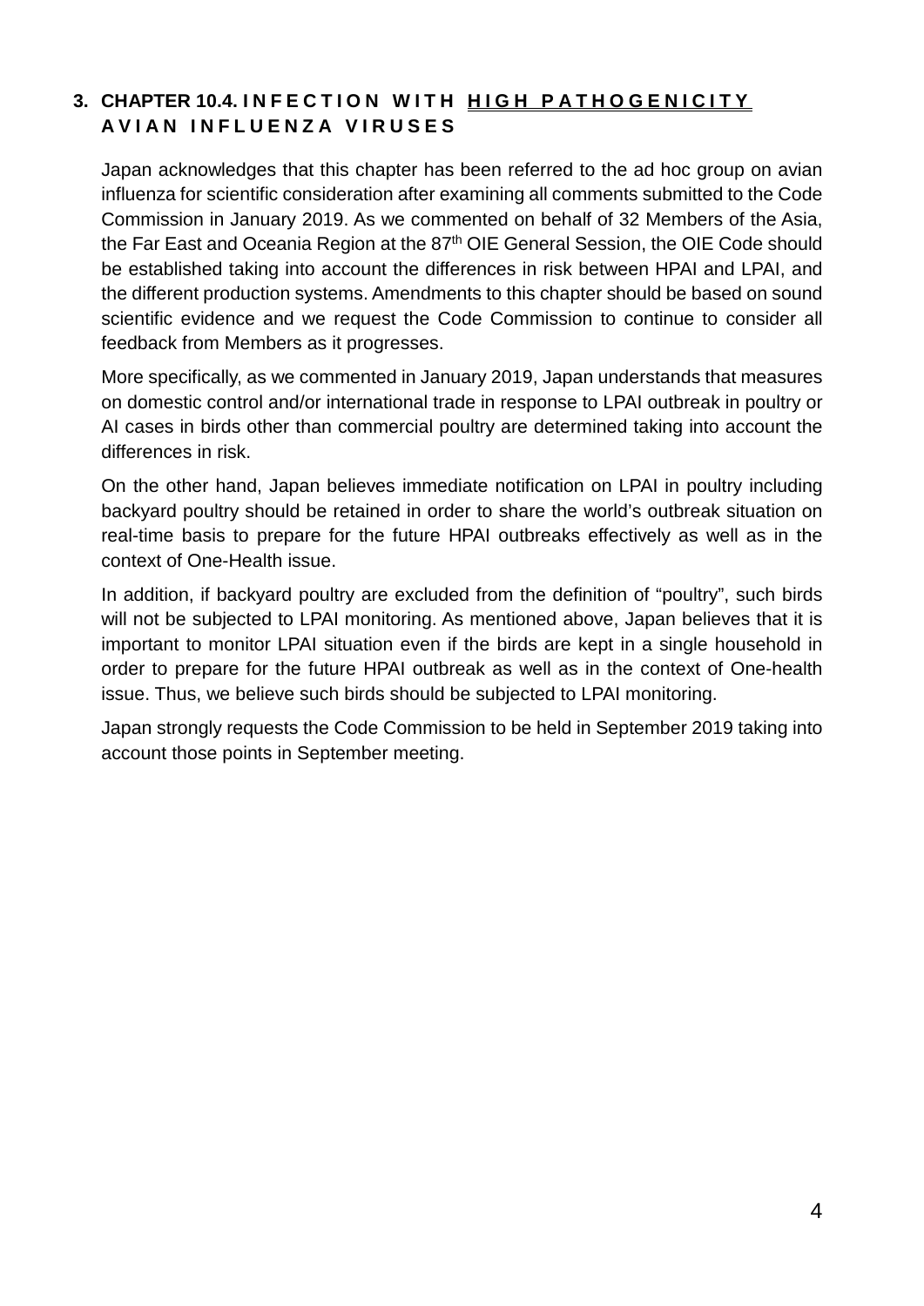### 3. CHAPTER 10.4. INFECTION WITH HIGH PATHOGENICITY AVIAN INFLUENZA VIRUSES

Japan acknowledges that this chapter has been referred to the ad hoc group on avian influenza for scientific consideration after examining all comments submitted to the Code Commission in January 2019. As we commented on behalf of 32 Members of the Asia, the Far East and Oceania Region at the 87th OIE General Session, the OIE Code should be established taking into account the differences in risk between HPAI and LPAI, and the different production systems. Amendments to this chapter should be based on sound scientific evidence and we request the Code Commission to continue to consider all feedback from Members as it progresses.

More specifically, as we commented in January 2019, Japan understands that measures on domestic control and/or international trade in response to LPAI outbreak in poultry or AI cases in birds other than commercial poultry are determined taking into account the differences in risk.

On the other hand, Japan believes immediate notification on LPAI in poultry including backyard poultry should be retained in order to share the world's outbreak situation on real-time basis to prepare for the future HPAI outbreaks effectively as well as in the context of One-Health issue.

In addition, if backyard poultry are excluded from the definition of "poultry", such birds will not be subjected to LPAI monitoring. As mentioned above, Japan believes that it is important to monitor LPAI situation even if the birds are kept in a single household in order to prepare for the future HPAI outbreak as well as in the context of One-health issue. Thus, we believe such birds should be subjected to LPAI monitoring.

Japan strongly requests the Code Commission to be held in September 2019 taking into account those points in September meeting.